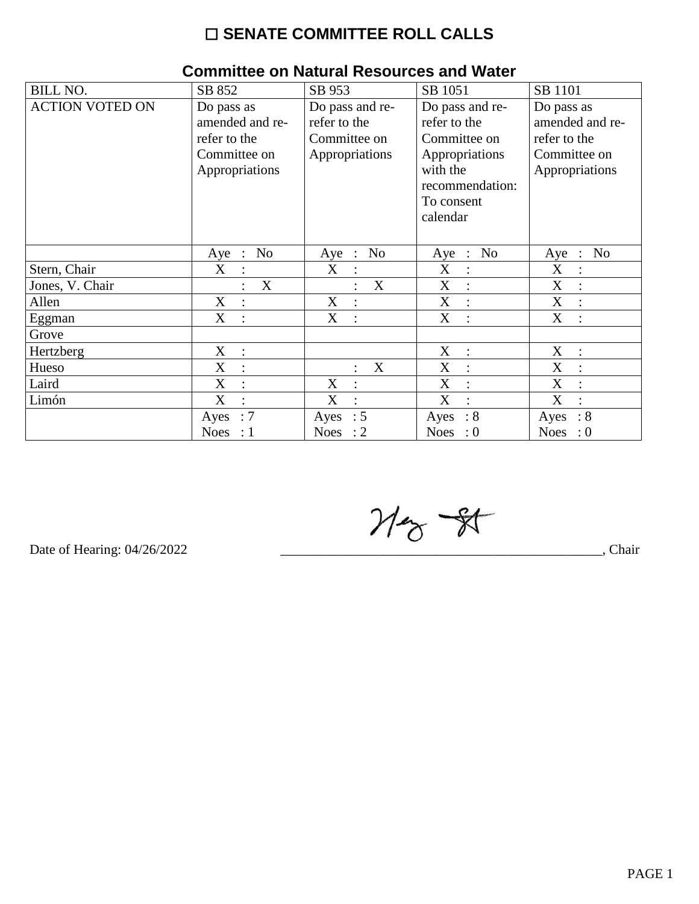# ☐ SENATE COMMITTEE ROLL CALLS

## Committee on Natural Resources and Water

| BILL NO. | SB 852 | SB 953 | SB 1051 | SB 1101 |
|---|---|---|---|---|
| ACTION VOTED ON | Do pass as amended and re-refer to the Committee on Appropriations | Do pass and re-refer to the Committee on Appropriations | Do pass and re-refer to the Committee on Appropriations with the recommendation: To consent calendar | Do pass as amended and re-refer to the Committee on Appropriations |
| | Aye : No | Aye : No | Aye : No | Aye : No |
| Stern, Chair | X : | X : | X : | X : |
| Jones, V. Chair | : X | : X | X : | X : |
| Allen | X : | X : | X : | X : |
| Eggman | X : | X : | X : | X : |
| Grove | | | | |
| Hertzberg | X : | | X : | X : |
| Hueso | X : | : X | X : | X : |
| Laird | X : | X : | X : | X : |
| Limón | X : | X : | X : | X : |
| | Ayes : 7<br>Noes : 1 | Ayes : 5<br>Noes : 2 | Ayes : 8<br>Noes : 0 | Ayes : 8<br>Noes : 0 |

Date of Hearing: 04/26/2022

_______________________________________________, Chair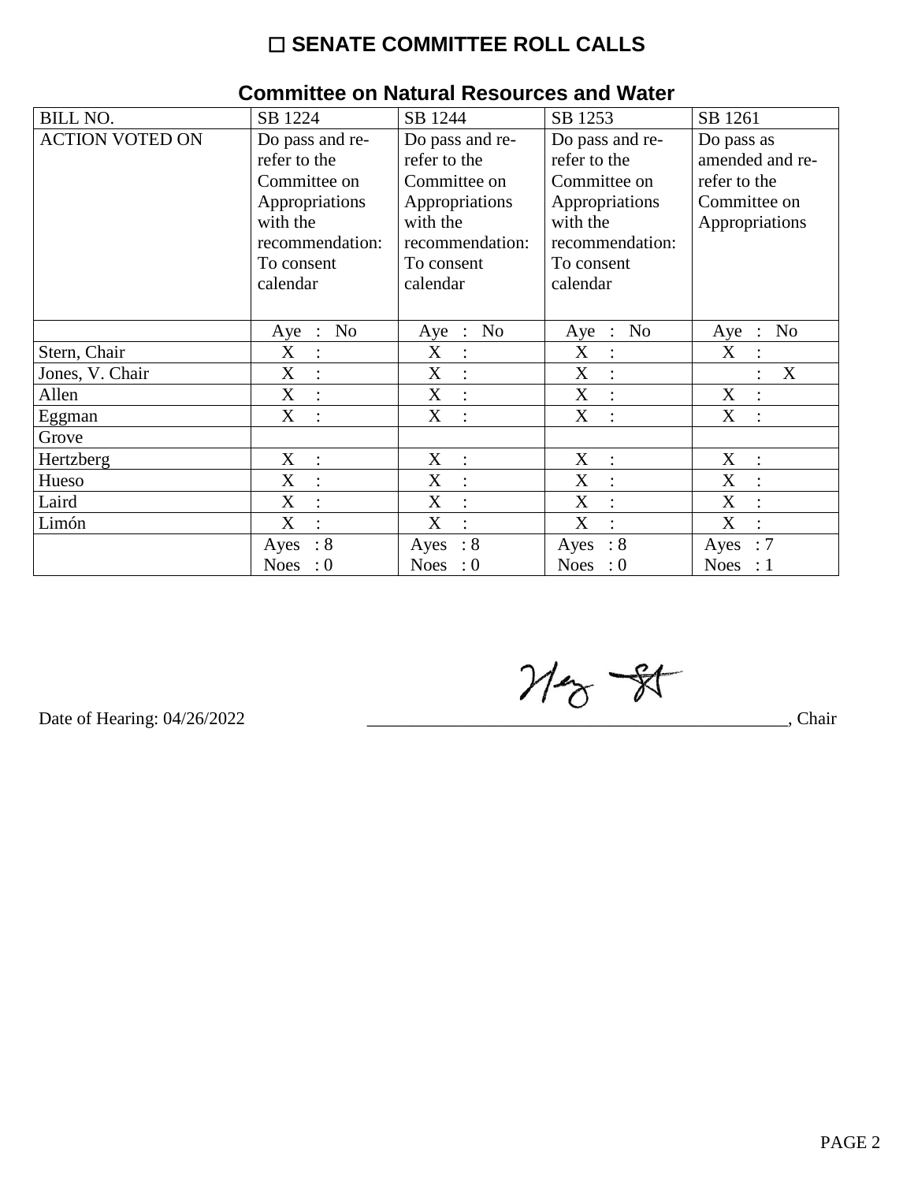# ☐ SENATE COMMITTEE ROLL CALLS

## Committee on Natural Resources and Water

| BILL NO. | SB 1224 | SB 1244 | SB 1253 | SB 1261 |
|---|---|---|---|---|
| ACTION VOTED ON | Do pass and re-refer to the Committee on Appropriations with the recommendation: To consent calendar | Do pass and re-refer to the Committee on Appropriations with the recommendation: To consent calendar | Do pass and re-refer to the Committee on Appropriations with the recommendation: To consent calendar | Do pass as amended and re-refer to the Committee on Appropriations |
| | Aye : No | Aye : No | Aye : No | Aye : No |
| Stern, Chair | X : | X : | X : | X : |
| Jones, V. Chair | X : | X : | X : | : X |
| Allen | X : | X : | X : | X : |
| Eggman | X : | X : | X : | X : |
| Grove | | | | |
| Hertzberg | X : | X : | X : | X : |
| Hueso | X : | X : | X : | X : |
| Laird | X : | X : | X : | X : |
| Limón | X : | X : | X : | X : |
| | Ayes : 8<br>Noes : 0 | Ayes : 8<br>Noes : 0 | Ayes : 8<br>Noes : 0 | Ayes : 7<br>Noes : 1 |

Date of Hearing: 04/26/2022

_______________________________________________, Chair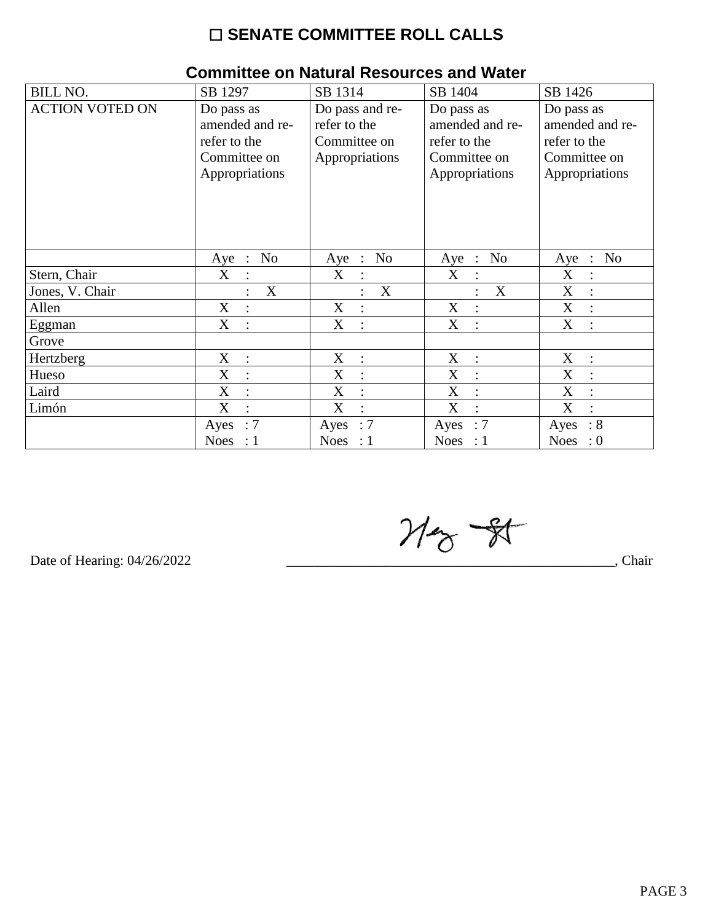# ☐ SENATE COMMITTEE ROLL CALLS

## Committee on Natural Resources and Water

| BILL NO. | SB 1297 | SB 1314 | SB 1404 | SB 1426 |
|---|---|---|---|---|
| ACTION VOTED ON | Do pass as amended and re-refer to the Committee on Appropriations | Do pass and re-refer to the Committee on Appropriations | Do pass as amended and re-refer to the Committee on Appropriations | Do pass as amended and re-refer to the Committee on Appropriations |
| | Aye : No | Aye : No | Aye : No | Aye : No |
| Stern, Chair | X : | X : | X : | X : |
| Jones, V. Chair | : X | : X | : X | X : |
| Allen | X : | X : | X : | X : |
| Eggman | X : | X : | X : | X : |
| Grove | | | | |
| Hertzberg | X : | X : | X : | X : |
| Hueso | X : | X : | X : | X : |
| Laird | X : | X : | X : | X : |
| Limón | X : | X : | X : | X : |
| | Ayes : 7 Noes : 1 | Ayes : 7 Noes : 1 | Ayes : 7 Noes : 1 | Ayes : 8 Noes : 0 |

Date of Hearing: 04/26/2022 _______________________________________________, Chair